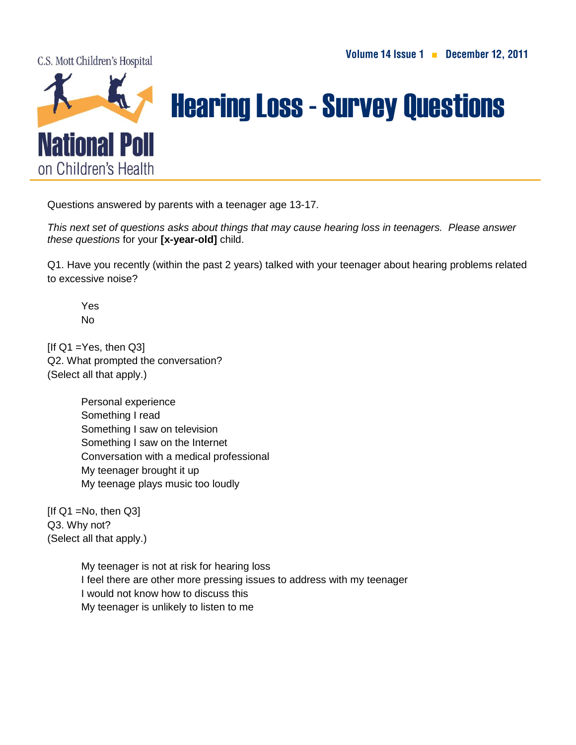C.S. Mott Children's Hospital

**National Poll on Children's Health**

Volume 14 Issue 1 ■ December 12, 2011

# Hearing Loss - Survey Questions

Questions answered by parents with a teenager age 13-17.

*This next set of questions asks about things that may cause hearing loss in teenagers. Please answer these questions* for your **[x-year-old]** child.

Q1. Have you recently (within the past 2 years) talked with your teenager about hearing problems related to excessive noise?

- Yes
- No

[If Q1 =Yes, then Q3]
Q2. What prompted the conversation?
(Select all that apply.)

- Personal experience
- Something I read
- Something I saw on television
- Something I saw on the Internet
- Conversation with a medical professional
- My teenager brought it up
- My teenage plays music too loudly

[If Q1 =No, then Q3]
Q3. Why not?
(Select all that apply.)

- My teenager is not at risk for hearing loss
- I feel there are other more pressing issues to address with my teenager
- I would not know how to discuss this
- My teenager is unlikely to listen to me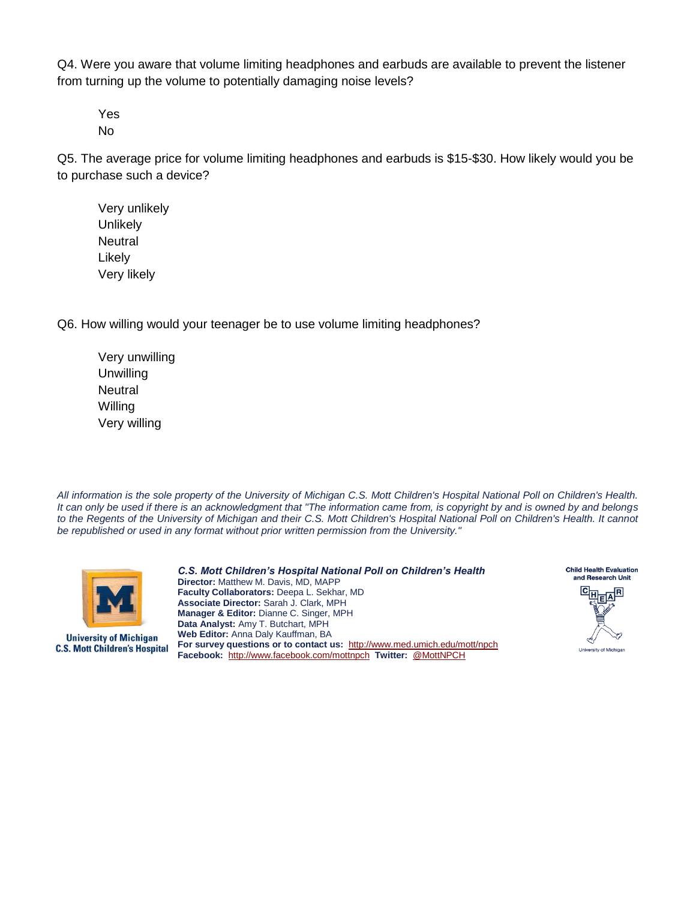Q4. Were you aware that volume limiting headphones and earbuds are available to prevent the listener from turning up the volume to potentially damaging noise levels?

Yes
No

Q5. The average price for volume limiting headphones and earbuds is $15-$30. How likely would you be to purchase such a device?

Very unlikely
Unlikely
Neutral
Likely
Very likely

Q6. How willing would your teenager be to use volume limiting headphones?

Very unwilling
Unwilling
Neutral
Willing
Very willing

*All information is the sole property of the University of Michigan C.S. Mott Children's Hospital National Poll on Children's Health. It can only be used if there is an acknowledgment that "The information came from, is copyright by and is owned by and belongs to the Regents of the University of Michigan and their C.S. Mott Children's Hospital National Poll on Children's Health. It cannot be republished or used in any format without prior written permission from the University."*

University of Michigan
C.S. Mott Children's Hospital

***C.S. Mott Children's Hospital National Poll on Children's Health***
**Director:** Matthew M. Davis, MD, MAPP
**Faculty Collaborators:** Deepa L. Sekhar, MD
**Associate Director:** Sarah J. Clark, MPH
**Manager & Editor:** Dianne C. Singer, MPH
**Data Analyst:** Amy T. Butchart, MPH
**Web Editor:** Anna Daly Kauffman, BA
**For survey questions or to contact us:** http://www.med.umich.edu/mott/npch
**Facebook:** http://www.facebook.com/mottnpch **Twitter:** @MottNPCH

Child Health Evaluation and Research Unit
CHEAR
University of Michigan